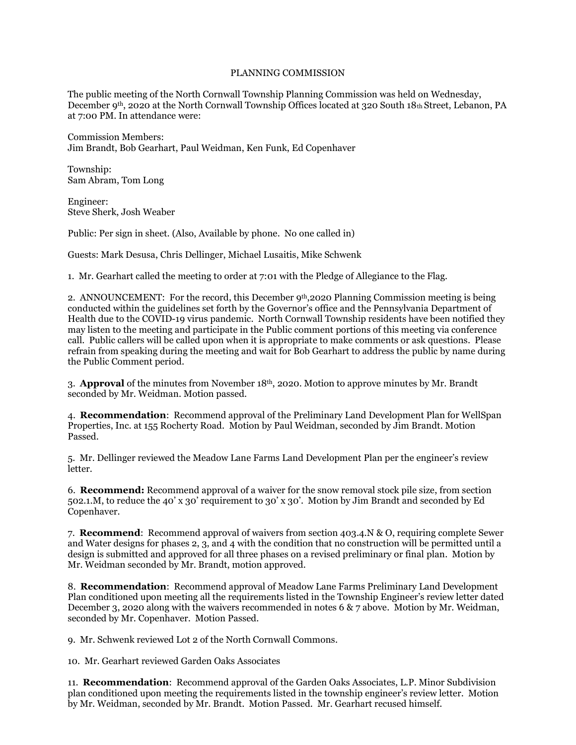# PLANNING COMMISSION

The public meeting of the North Cornwall Township Planning Commission was held on Wednesday, December 9th, 2020 at the North Cornwall Township Offices located at 320 South 18th Street, Lebanon, PA at 7:00 PM. In attendance were:

Commission Members:
Jim Brandt, Bob Gearhart, Paul Weidman, Ken Funk, Ed Copenhaver

Township:
Sam Abram, Tom Long

Engineer:
Steve Sherk, Josh Weaber

Public: Per sign in sheet. (Also, Available by phone. No one called in)

Guests: Mark Desusa, Chris Dellinger, Michael Lusaitis, Mike Schwenk

1. Mr. Gearhart called the meeting to order at 7:01 with the Pledge of Allegiance to the Flag.

2. ANNOUNCEMENT: For the record, this December 9th,2020 Planning Commission meeting is being conducted within the guidelines set forth by the Governor's office and the Pennsylvania Department of Health due to the COVID-19 virus pandemic. North Cornwall Township residents have been notified they may listen to the meeting and participate in the Public comment portions of this meeting via conference call. Public callers will be called upon when it is appropriate to make comments or ask questions. Please refrain from speaking during the meeting and wait for Bob Gearhart to address the public by name during the Public Comment period.

3. **Approval** of the minutes from November 18th, 2020. Motion to approve minutes by Mr. Brandt seconded by Mr. Weidman. Motion passed.

4. **Recommendation**: Recommend approval of the Preliminary Land Development Plan for WellSpan Properties, Inc. at 155 Rocherty Road. Motion by Paul Weidman, seconded by Jim Brandt. Motion Passed.

5. Mr. Dellinger reviewed the Meadow Lane Farms Land Development Plan per the engineer's review letter.

6. **Recommend:** Recommend approval of a waiver for the snow removal stock pile size, from section 502.1.M, to reduce the 40' x 30' requirement to 30' x 30'. Motion by Jim Brandt and seconded by Ed Copenhaver.

7. **Recommend**: Recommend approval of waivers from section 403.4.N & O, requiring complete Sewer and Water designs for phases 2, 3, and 4 with the condition that no construction will be permitted until a design is submitted and approved for all three phases on a revised preliminary or final plan. Motion by Mr. Weidman seconded by Mr. Brandt, motion approved.

8. **Recommendation**: Recommend approval of Meadow Lane Farms Preliminary Land Development Plan conditioned upon meeting all the requirements listed in the Township Engineer's review letter dated December 3, 2020 along with the waivers recommended in notes 6 & 7 above. Motion by Mr. Weidman, seconded by Mr. Copenhaver. Motion Passed.

9. Mr. Schwenk reviewed Lot 2 of the North Cornwall Commons.

10. Mr. Gearhart reviewed Garden Oaks Associates

11. **Recommendation**: Recommend approval of the Garden Oaks Associates, L.P. Minor Subdivision plan conditioned upon meeting the requirements listed in the township engineer's review letter. Motion by Mr. Weidman, seconded by Mr. Brandt. Motion Passed. Mr. Gearhart recused himself.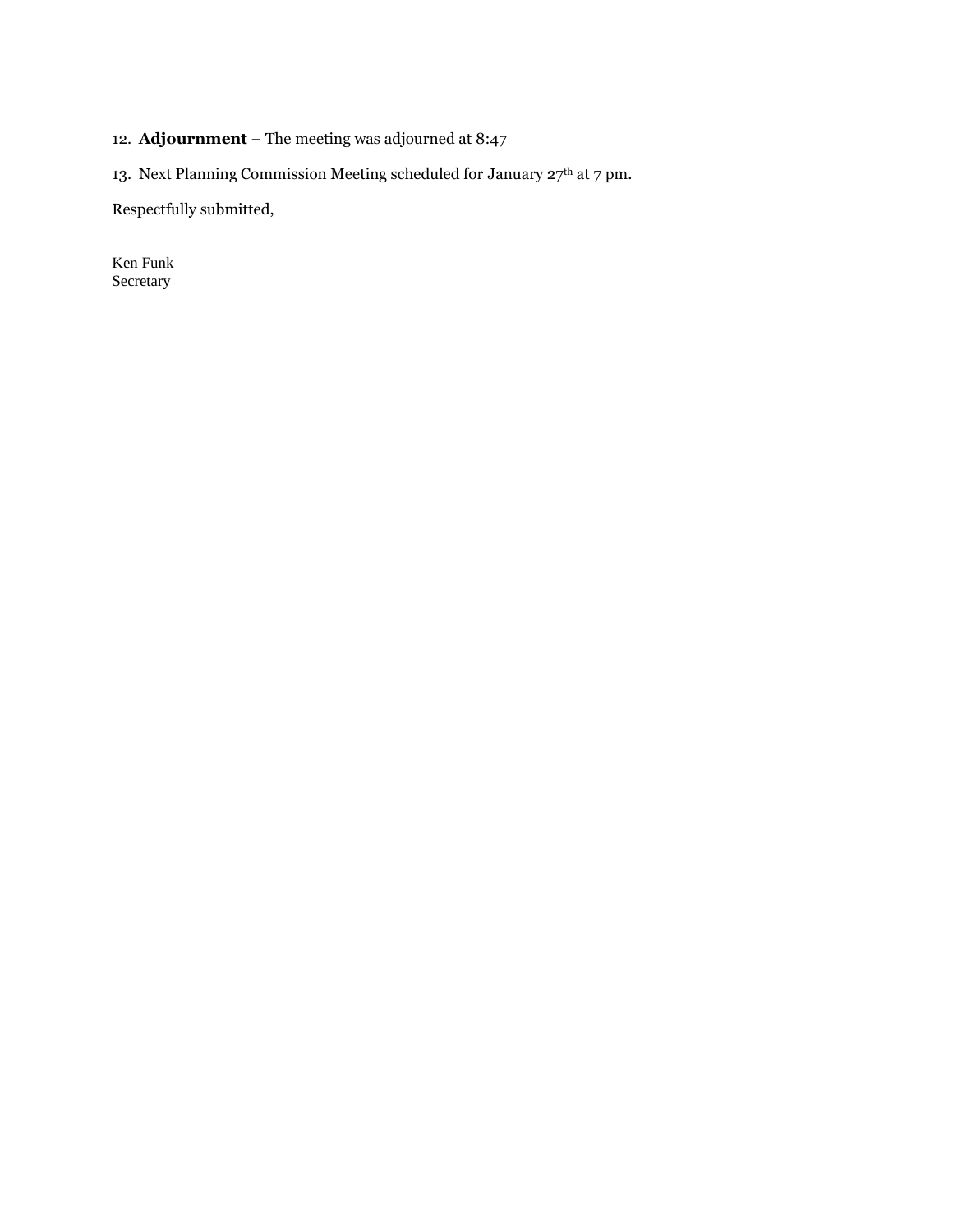12. **Adjournment** – The meeting was adjourned at 8:47

13. Next Planning Commission Meeting scheduled for January 27th at 7 pm.

Respectfully submitted,

Ken Funk
Secretary